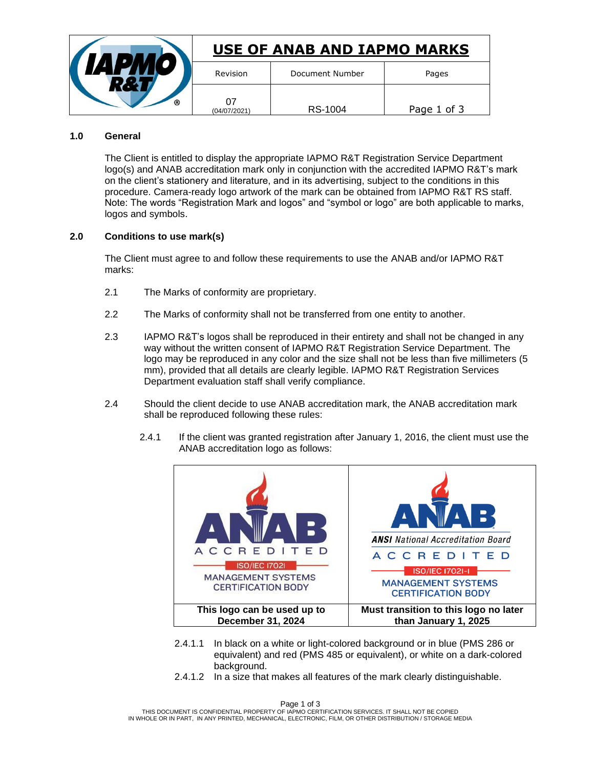# USE OF ANAB AND IAPMO MARKS

| Revision | Document Number | Pages |
|---|---|---|
| 07 (04/07/2021) | RS-1004 | Page 1 of 3 |

## 1.0 General

The Client is entitled to display the appropriate IAPMO R&T Registration Service Department logo(s) and ANAB accreditation mark only in conjunction with the accredited IAPMO R&T's mark on the client's stationery and literature, and in its advertising, subject to the conditions in this procedure. Camera-ready logo artwork of the mark can be obtained from IAPMO R&T RS staff. Note: The words "Registration Mark and logos" and "symbol or logo" are both applicable to marks, logos and symbols.

## 2.0 Conditions to use mark(s)

The Client must agree to and follow these requirements to use the ANAB and/or IAPMO R&T marks:

2.1 The Marks of conformity are proprietary.

2.2 The Marks of conformity shall not be transferred from one entity to another.

2.3 IAPMO R&T's logos shall be reproduced in their entirety and shall not be changed in any way without the written consent of IAPMO R&T Registration Service Department. The logo may be reproduced in any color and the size shall not be less than five millimeters (5 mm), provided that all details are clearly legible. IAPMO R&T Registration Services Department evaluation staff shall verify compliance.

2.4 Should the client decide to use ANAB accreditation mark, the ANAB accreditation mark shall be reproduced following these rules:

2.4.1 If the client was granted registration after January 1, 2016, the client must use the ANAB accreditation logo as follows:

| ANAB ACCREDITED ISO/IEC 17021 MANAGEMENT SYSTEMS CERTIFICATION BODY | ANAB ANSI National Accreditation Board ACCREDITED ISO/IEC 17021-1 MANAGEMENT SYSTEMS CERTIFICATION BODY |
|---|---|
| **This logo can be used up to December 31, 2024** | **Must transition to this logo no later than January 1, 2025** |

2.4.1.1 In black on a white or light-colored background or in blue (PMS 286 or equivalent) and red (PMS 485 or equivalent), or white on a dark-colored background.

2.4.1.2 In a size that makes all features of the mark clearly distinguishable.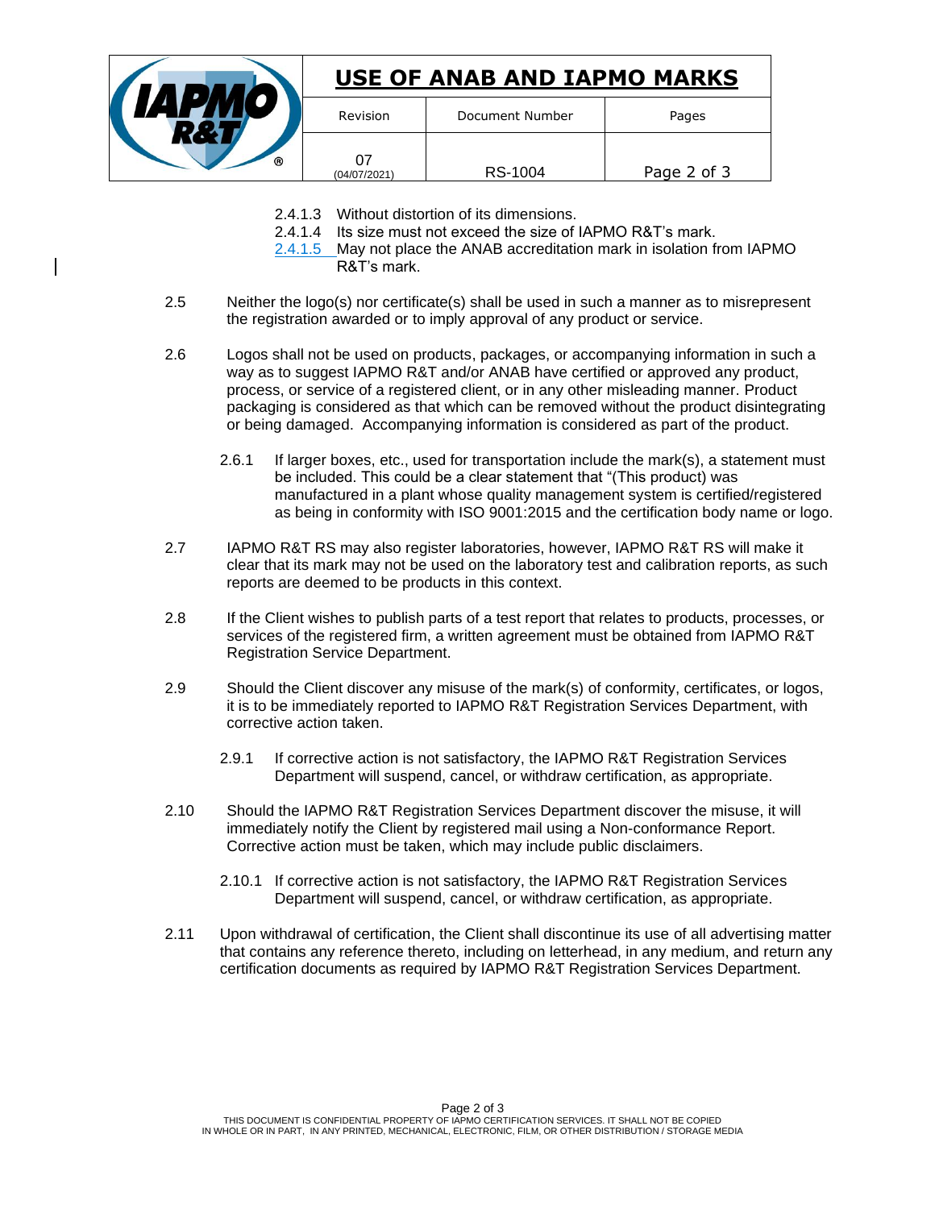2.4.1.3 Without distortion of its dimensions.

2.4.1.4 Its size must not exceed the size of IAPMO R&T's mark.

2.4.1.5 May not place the ANAB accreditation mark in isolation from IAPMO R&T's mark.

2.5 Neither the logo(s) nor certificate(s) shall be used in such a manner as to misrepresent the registration awarded or to imply approval of any product or service.

2.6 Logos shall not be used on products, packages, or accompanying information in such a way as to suggest IAPMO R&T and/or ANAB have certified or approved any product, process, or service of a registered client, or in any other misleading manner. Product packaging is considered as that which can be removed without the product disintegrating or being damaged. Accompanying information is considered as part of the product.

2.6.1 If larger boxes, etc., used for transportation include the mark(s), a statement must be included. This could be a clear statement that "(This product) was manufactured in a plant whose quality management system is certified/registered as being in conformity with ISO 9001:2015 and the certification body name or logo.

2.7 IAPMO R&T RS may also register laboratories, however, IAPMO R&T RS will make it clear that its mark may not be used on the laboratory test and calibration reports, as such reports are deemed to be products in this context.

2.8 If the Client wishes to publish parts of a test report that relates to products, processes, or services of the registered firm, a written agreement must be obtained from IAPMO R&T Registration Service Department.

2.9 Should the Client discover any misuse of the mark(s) of conformity, certificates, or logos, it is to be immediately reported to IAPMO R&T Registration Services Department, with corrective action taken.

2.9.1 If corrective action is not satisfactory, the IAPMO R&T Registration Services Department will suspend, cancel, or withdraw certification, as appropriate.

2.10 Should the IAPMO R&T Registration Services Department discover the misuse, it will immediately notify the Client by registered mail using a Non-conformance Report. Corrective action must be taken, which may include public disclaimers.

2.10.1 If corrective action is not satisfactory, the IAPMO R&T Registration Services Department will suspend, cancel, or withdraw certification, as appropriate.

2.11 Upon withdrawal of certification, the Client shall discontinue its use of all advertising matter that contains any reference thereto, including on letterhead, in any medium, and return any certification documents as required by IAPMO R&T Registration Services Department.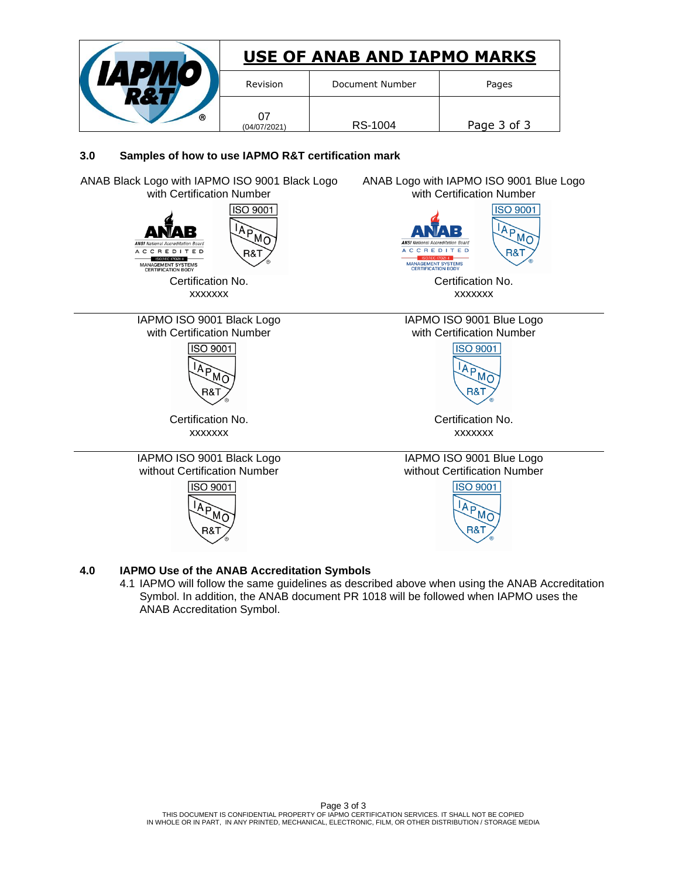## 3.0 Samples of how to use IAPMO R&T certification mark

ANAB Black Logo with IAPMO ISO 9001 Black Logo with Certification Number

Certification No.
xxxxxxx

ANAB Logo with IAPMO ISO 9001 Blue Logo with Certification Number

Certification No.
xxxxxxx

IAPMO ISO 9001 Black Logo with Certification Number

Certification No.
xxxxxxx

IAPMO ISO 9001 Blue Logo with Certification Number

Certification No.
xxxxxxx

IAPMO ISO 9001 Black Logo without Certification Number

IAPMO ISO 9001 Blue Logo without Certification Number

## 4.0 IAPMO Use of the ANAB Accreditation Symbols

4.1 IAPMO will follow the same guidelines as described above when using the ANAB Accreditation Symbol. In addition, the ANAB document PR 1018 will be followed when IAPMO uses the ANAB Accreditation Symbol.